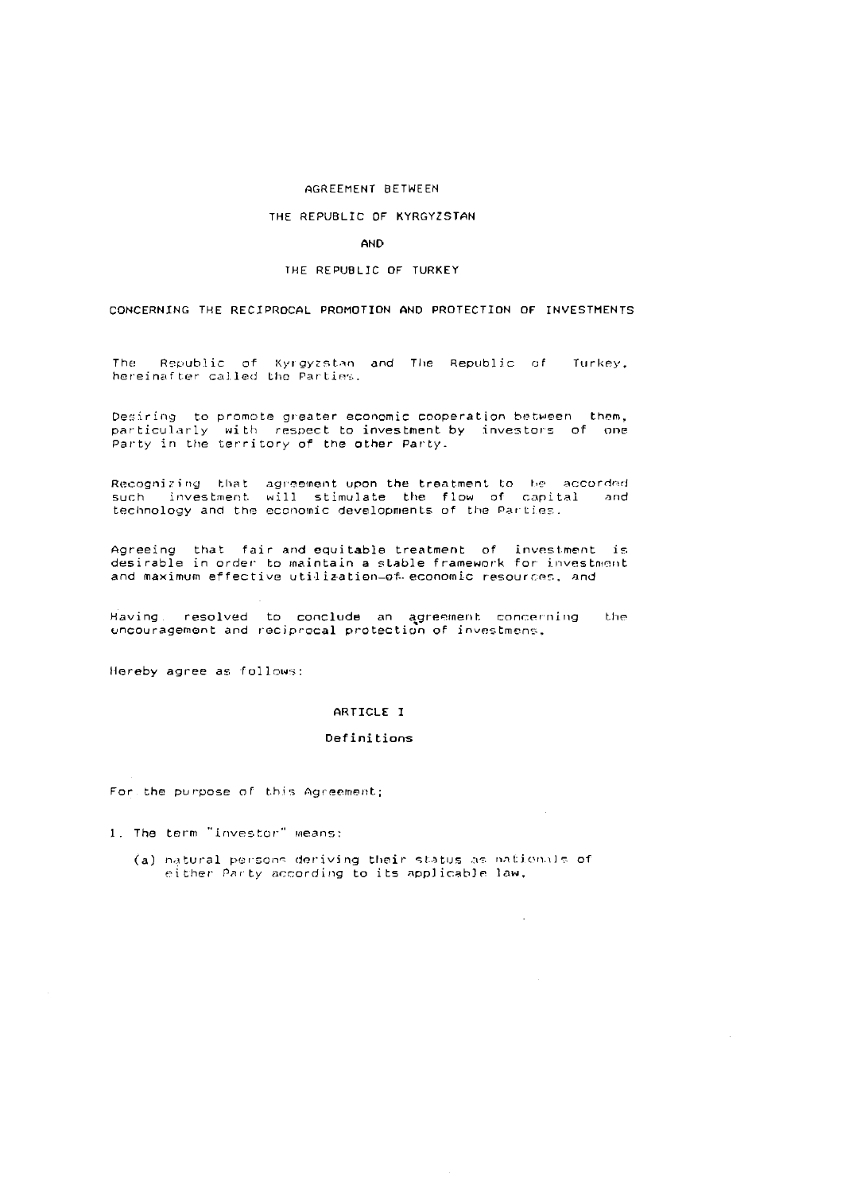# AGREEMENT BETWEEN

# THE REPUBLIC OF KYRGYZSTAN

# AND

# THE REPUBLIC OF TURKEY

## CONCERNING THE RECIPROCAL PROMOTION AND PROTECTION OF INVESTMENTS

The Republic of Kyrgyzstan and The Republic of Turkey, hereinafter called the Parties.

Desiring to promote greater economic cooperation between them, particularly with respect to investment by investors of one Party in the territory of the other Party.

Recognizing that agreement upon the treatment to be accorded such investment will stimulate the flow of capital and technology and the economic developments of the Parties.

Agreeing that fair and equitable treatment of investment is desirable in order to maintain a stable framework for investment and maximum effective utilization of economic resources, and

Having resolved to conclude an agreement concerning the encouragement and reciprocal protection of investmens.

Hereby agree as follows:

### ARTICLE I

### Definitions

For the purpose of this Agreement;

1. The term "investor" means:

   (a) natural persons deriving their status as nationals of either Party according to its applicable law,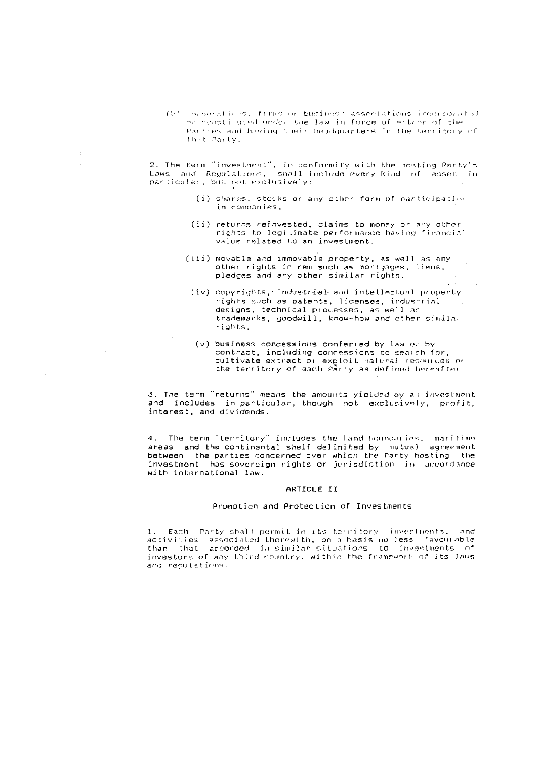(b) corporations, firms or business associations incorporated or constituted under the law in force of either of the Parties and having their headquarters in the territory of that Party.

2. The term "investment", in conformity with the hosting Party's Laws and Regulations, shall include every kind of asset in particular, but not exclusively:

(i) shares, stocks or any other form of participation in companies,

(ii) returns reinvested, claims to money or any other rights to legitimate performance having financial value related to an investment.

(iii) movable and immovable property, as well as any other rights in rem such as mortgages, liens, pledges and any other similar rights.

(iv) copyrights, industrial and intellectual property rights such as patents, licenses, industrial designs, technical processes, as well as trademarks, goodwill, know-how and other similar rights,

(v) business concessions conferred by law or by contract, including concessions to search for, cultivate extract or exploit natural resources on the territory of each Party as defined hereafter.

3. The term "returns" means the amounts yielded by an investment and includes in particular, though not exclusively, profit, interest, and dividends.

4. The term "territory" includes the land boundaries, maritime areas and the continental shelf delimited by mutual agreement between the parties concerned over which the Party hosting the investment has sovereign rights or jurisdiction in accordance with international law.

## ARTICLE II

### Promotion and Protection of Investments

1. Each Party shall permit in its territory investments, and activities associated therewith, on a basis no less favourable than that accorded in similar situations to investments of investors of any third country, within the framework of its laws and regulations.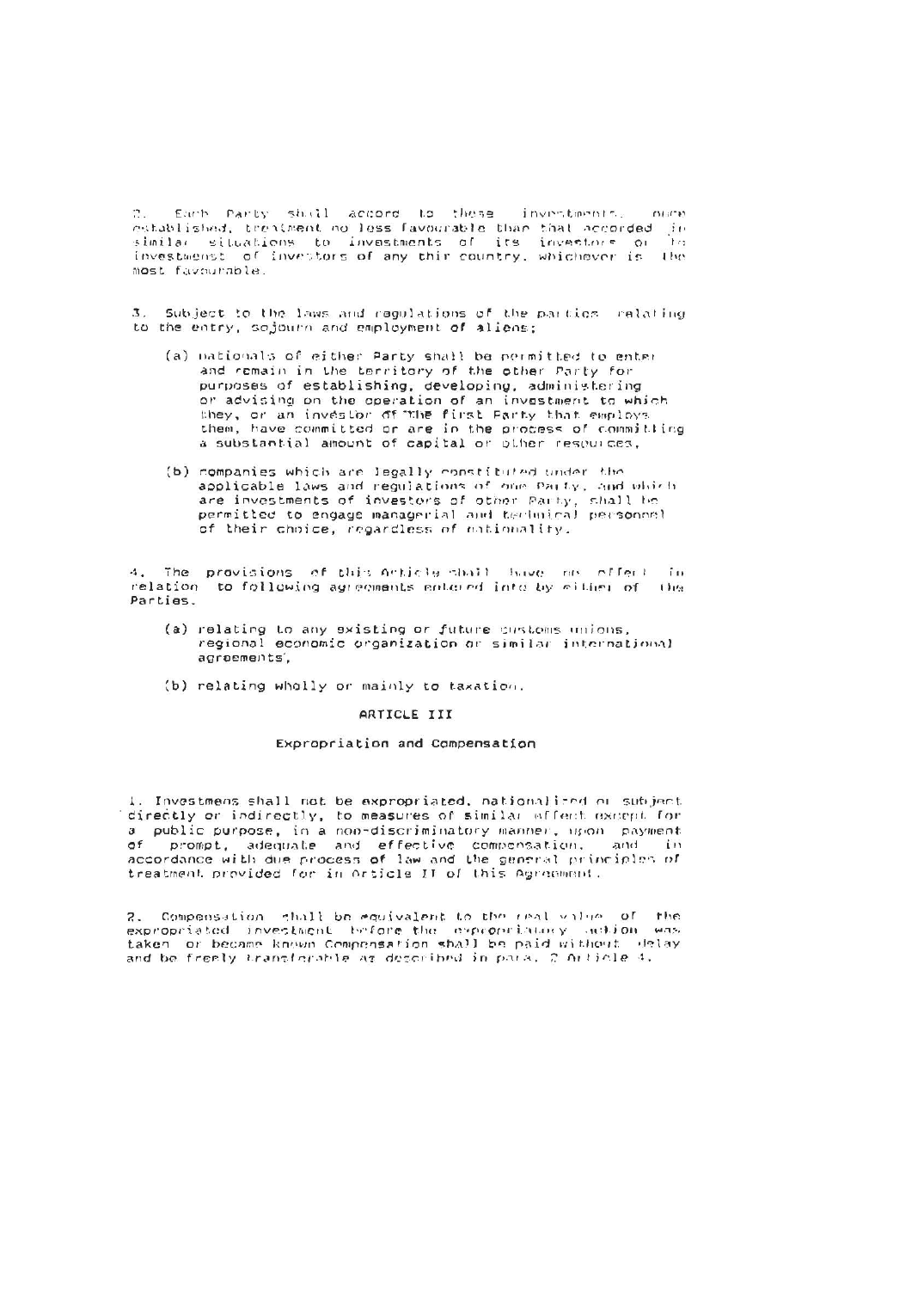2. Each Party shall accord to these investments, once established, treatment no less favourable than that accorded in similar situations to investments of its investors or to investmenst of investors of any thir country, whichever is the most favourable.

3. Subject to the laws and regulations of the parties relating to the entry, sojourn and employment of aliens;

(a) nationals of either Party shall be permitted to enter and remain in the territory of the other Party for purposes of establishing, developing, administering or advising on the operation of an investment to which they, or an investor of the first Party that employs them, have committed or are in the process of committing a substantial amount of capital or other resources,

(b) companies which are legally constituted under the applicable laws and regulations of one Party, and which are investments of investors of other Party, shall be permitted to engage managerial and technical personnel of their choice, regardless of nationality.

4. The provisions of this Article shall have no effect in relation to following agreements entered into by either of the Parties.

(a) relating to any existing or future customs unions, regional economic organization or similar international agreements,

(b) relating wholly or mainly to taxation.

## ARTICLE III

### Expropriation and Compensation

1. Investmens shall not be expropriated, nationalized or subject directly or indirectly, to measures of similar effect except for a public purpose, in a non-discriminatory manner, upon payment of prompt, adequate and effective compensation, and in accordance with due process of law and the general principles of treatment provided for in Article II of this Agreement.

2. Compensation shall be equivalent to the real value of the expropriated investment before the expropriatory action was taken or became known Compensation shall be paid without delay and be freely transferable as described in para. 2 Article 4.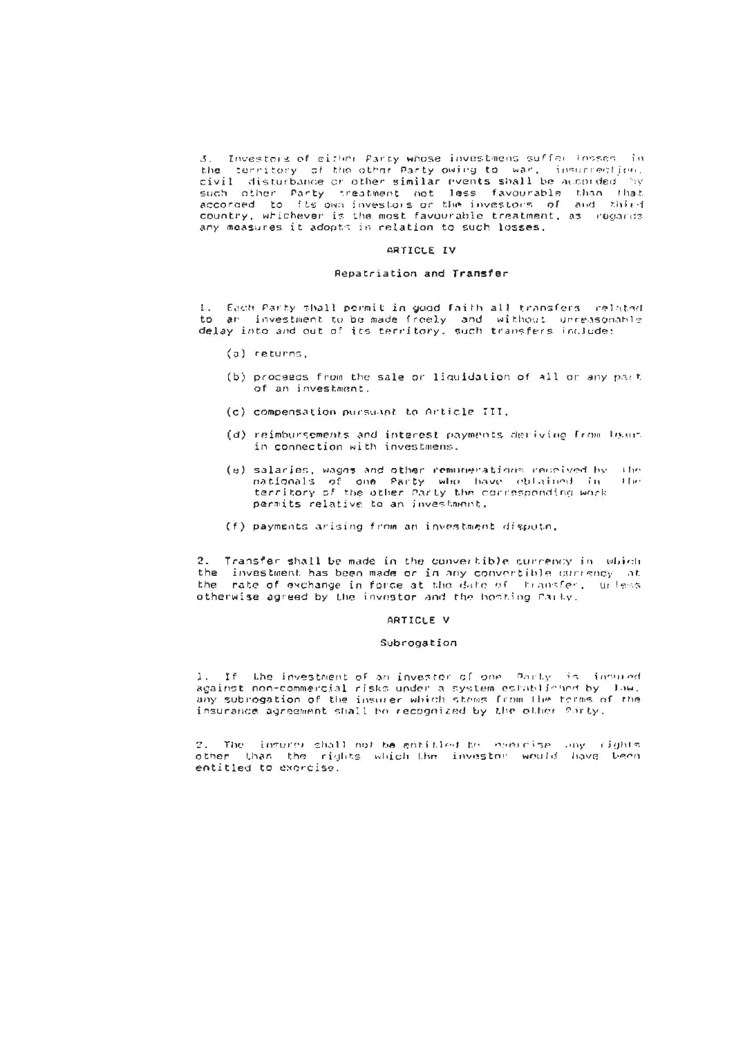3. Investors of either Party whose investmens suffer losses in the territory of the other Party owing to war, insurrection, civil disturbance or other similar events shall be accorded by such other Party treatment not less favourable than that accorded to its own investors or the investors of and third country, whichever is the most favourable treatment, as regards any measures it adopts in relation to such losses.

## ARTICLE IV

### Repatriation and Transfer

1. Each Party shall permit in good faith all transfers related to an investment to be made freely and without unreasonable delay into and out of its territory, such transfers include:

   (a) returns,

   (b) proceeds from the sale or liquidation of all or any part of an investment.

   (c) compensation pursuant to Article III,

   (d) reimbursements and interest payments deriving from loans in connection with investmens.

   (e) salaries, wages and other remunerations received by the nationals of one Party who have obtained in the territory of the other Party the corresponding work permits relative to an investment.

   (f) payments arising from an investment dispute,

2. Transfer shall be made in the convertible currency in which the investment has been made or in any convertible currency at the rate of exchange in force at the date of transfer, unless otherwise agreed by the investor and the hosting Party.

## ARTICLE V

### Subrogation

1. If the investment of an investor of one Party is insured against non-commercial risks under a system established by law, any subrogation of the insurer which stems from the terms of the insurance agreement shall be recognized by the other Party.

2. The insurer shall not be entitled to exercise any rights other than the rights which the investor would have been entitled to exercise.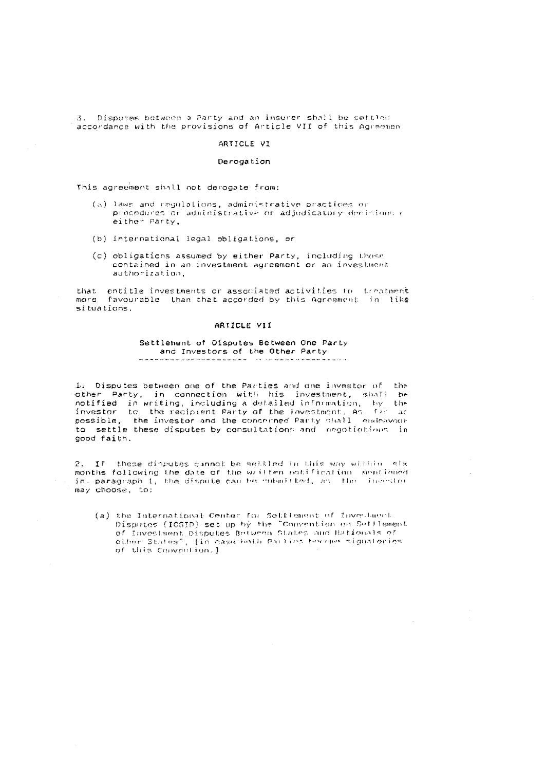3. Disputes between a Party and an insurer shall be settled accordance with the provisions of Article VII of this Agreemen

## ARTICLE VI

### Derogation

This agreement shall not derogate from:

(a) laws and regulations, administrative practices or procedures or administrative or adjudicatory decisions of either Party,

(b) international legal obligations, or

(c) obligations assumed by either Party, including those contained in an investment agreement or an investment authorization,

that entitle investments or associated activities to treatment more favourable than that accorded by this Agreement in like situations.

## ARTICLE VII

### Settlement of Disputes Between One Party and Investors of the Other Party

1. Disputes between one of the Parties and one investor of the other Party, in connection with his investment, shall be notified in writing, including a detailed information, by the investor to the recipient Party of the investment. As far as possible, the investor and the concerned Party shall endeavour to settle these disputes by consultations and negotiations in good faith.

2. If these disputes cannot be settled in this way within six months following the date of the written notification mentioned in paragraph 1, the dispute can be submitted, as the investor may choose, to:

(a) the International Center for Settlement of Investment Disputes (ICSID) set up by the "Convention on Settlement of Investment Disputes Between States and Nationals of other States", [in case both Parties become signatories of this Convention.]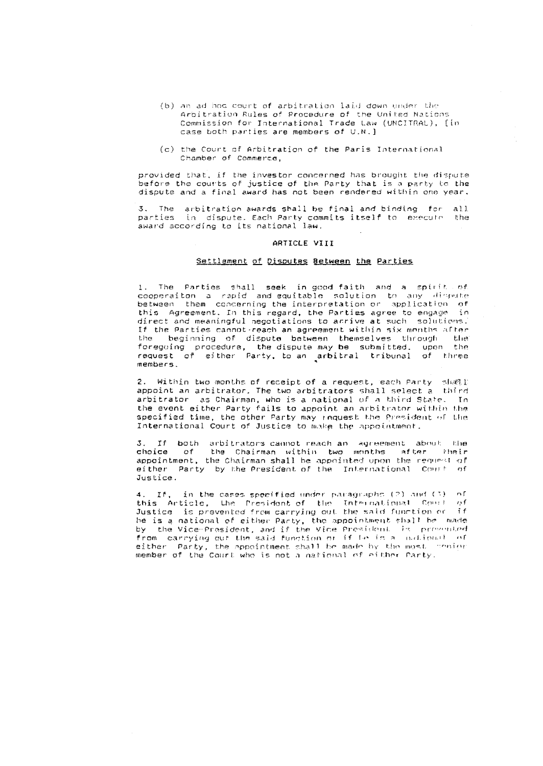(b) an ad hoc court of arbitration laid down under the Arbitration Rules of Procedure of the United Nations Commission for International Trade Law (UNCITRAL), [in case both parties are members of U.N.]

(c) the Court of Arbitration of the Paris International Chamber of Commerce,

provided that, if the investor concerned has brought the dispute before the courts of justice of the Party that is a party to the dispute and a final award has not been rendered within one year.

3. The arbitration awards shall be final and binding for all parties in dispute. Each Party commits itself to execute the award according to its national law.

### ARTICLE VIII

#### Settlement of Disputes Between the Parties

1. The Parties shall seek in good faith and a spirit of cooperaiton a rapid and equitable solution to any dispute between them concerning the interpretation or application of this Agreement. In this regard, the Parties agree to engage in direct and meaningful negotiations to arrive at such solutions. If the Parties cannot reach an agreement within six months after the beginning of dispute between themselves through the foregoing procedure, the dispute may be submitted, upon the request of either Party, to an arbitral tribunal of three members.

2. Within two months of receipt of a request, each Party shall appoint an arbitrator. The two arbitrators shall select a third arbitrator as Chairman, who is a national of a third State. In the event either Party fails to appoint an arbitrator within the specified time, the other Party may request the President of the International Court of Justice to make the appointment.

3. If both arbitrators cannot reach an agreement about the choice of the Chairman within two months after their appointment, the Chairman shall be appointed upon the request of either Party by the President of the International Court of Justice.

4. If, in the cases specified under paragraphs (2) and (3) of this Article, the President of the International Court of Justice is prevented from carrying out the said function or if he is a national of either Party, the appointment shall be made by the Vice-President, and if the Vice President is prevented from carrying out the said function or if he is a national of either Party, the appointment shall be made by the most senior member of the Court who is not a national of either Party.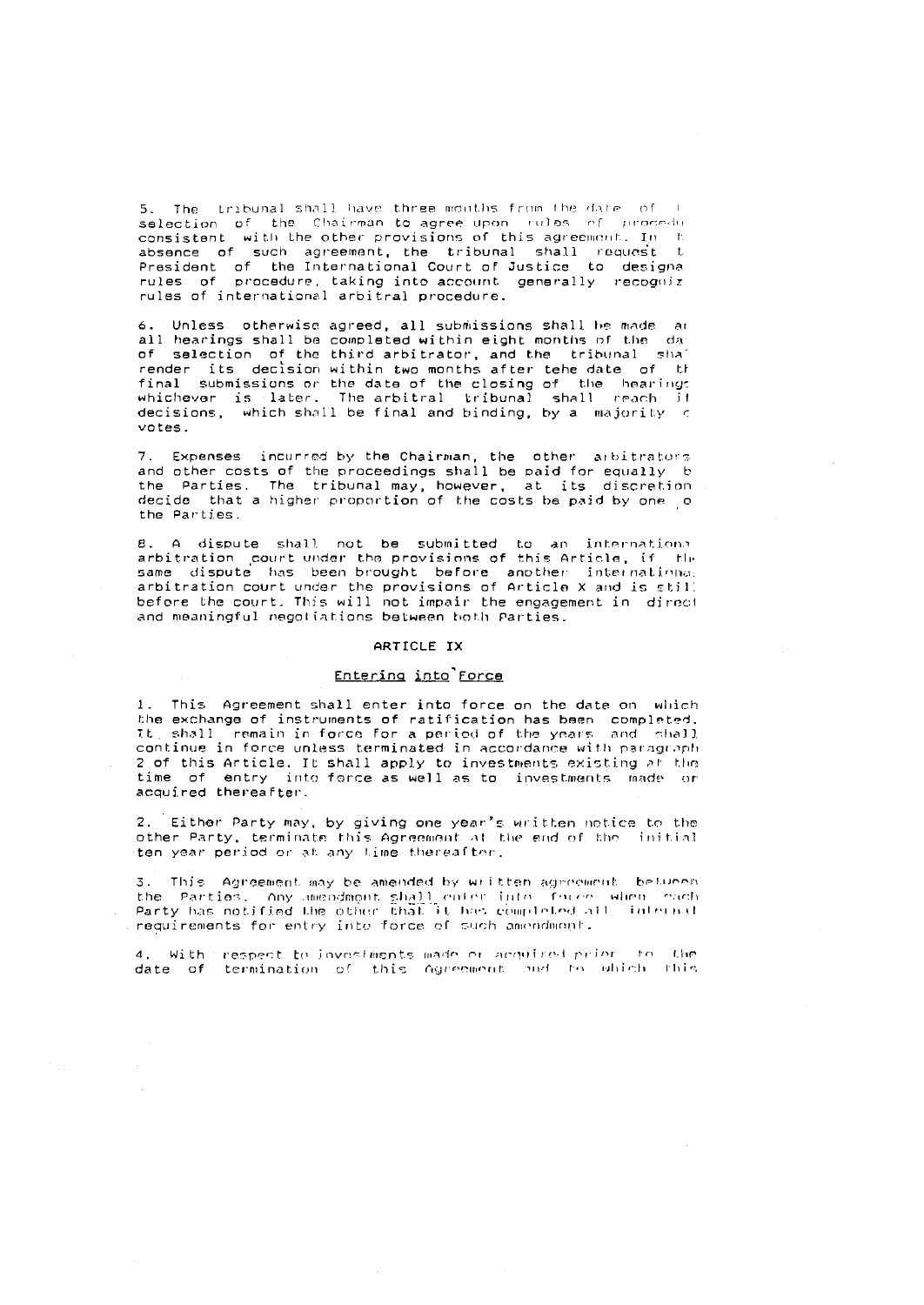5. The tribunal shall have three months from the date of selection of the Chairman to agree upon rules of procedure consistent with the other provisions of this agreement. In the absence of such agreement, the tribunal shall request the President of the International Court of Justice to designate rules of procedure, taking into account generally recognized rules of international arbitral procedure.

6. Unless otherwise agreed, all submissions shall be made and all hearings shall be completed within eight months of the date of selection of the third arbitrator, and the tribunal shall render its decision within two months after tehe date of the final submissions or the date of the closing of the hearings whichever is later. The arbitral tribunal shall reach its decisions, which shall be final and binding, by a majority of votes.

7. Expenses incurred by the Chairman, the other arbitrators and other costs of the proceedings shall be paid for equally by the Parties. The tribunal may, however, at its discretion decide that a higher proportion of the costs be paid by one of the Parties.

8. A dispute shall not be submitted to an international arbitration court under the provisions of this Article, if the same dispute has been brought before another international arbitration court under the provisions of Article X and is still before the court. This will not impair the engagement in direct and meaningful negotiations between both Parties.

## ARTICLE IX

### Entering into Force

1. This Agreement shall enter into force on the date on which the exchange of instruments of ratification has been completed. It shall remain in force for a period of the years and shall continue in force unless terminated in accordance with paragraph 2 of this Article. It shall apply to investments existing at the time of entry into force as well as to investments made or acquired thereafter.

2. Either Party may, by giving one year's written notice to the other Party, terminate this Agreement at the end of the initial ten year period or at any time thereafter.

3. This Agreement may be amended by written agreement between the Parties. Any amendment shall enter into force when each Party has notified the other that it has completed all internal requirements for entry into force of such amendment.

4. With respect to investments made or acquired prior to the date of termination of this Agreement and to which this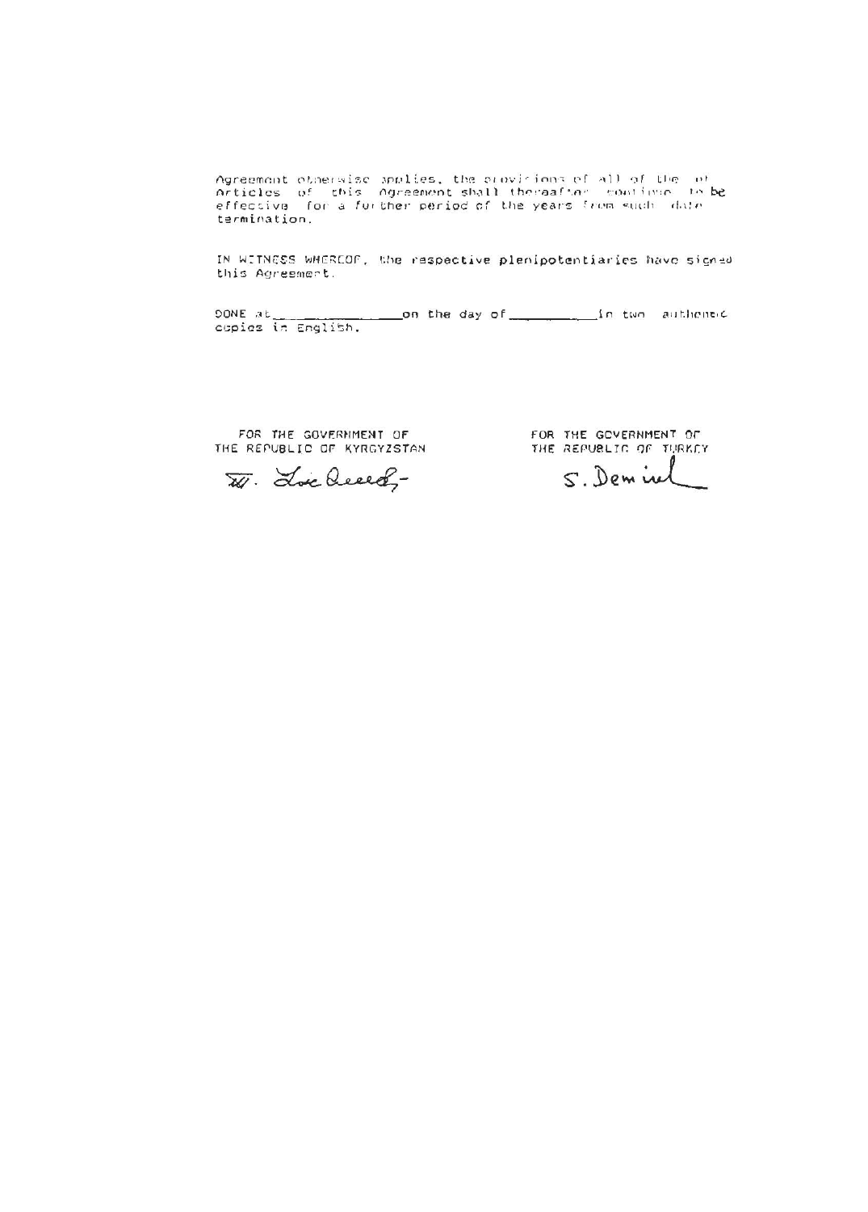Agreement otherwise applies, the provisions of all of the of Articles of this Agreement shall thereafter continue to be effective for a further period of the years from such date termination.

IN WITNESS WHEREOF, the respective plenipotentiaries have signed this Agreement.

DONE at\_\_\_\_\_\_\_\_\_\_\_\_\_\_\_on the day of\_\_\_\_\_\_\_\_\_\_in two authentic copies in English.

| FOR THE GOVERNMENT OF THE REPUBLIC OF KYRGYZSTAN | FOR THE GOVERNMENT OF THE REPUBLIC OF TURKEY |
| --- | --- |
| [signature] | S. Demirel |